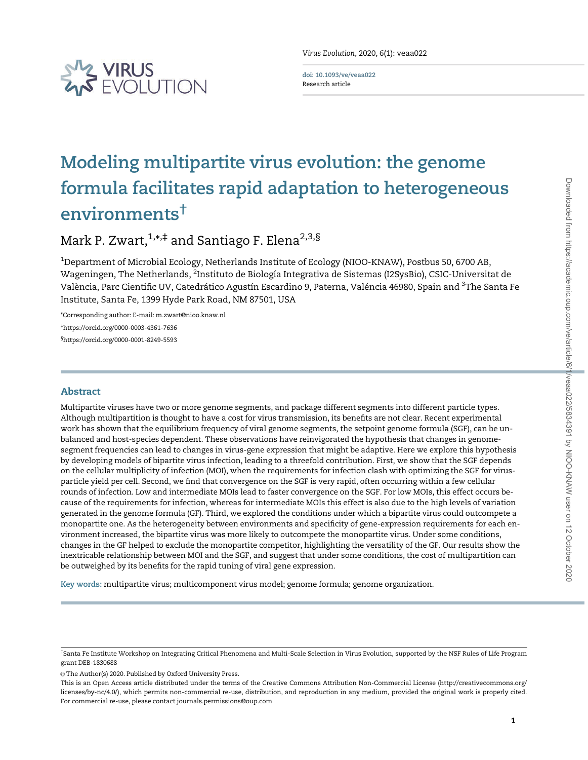Virus Evolution, 2020, 6(1): veaa022

doi: 10.1093/ve/veaa022
Research article

# Modeling multipartite virus evolution: the genome formula facilitates rapid adaptation to heterogeneous environments[†]

Mark P. Zwart,[1,*,‡] and Santiago F. Elena[2,3,§]

[1]Department of Microbial Ecology, Netherlands Institute of Ecology (NIOO-KNAW), Postbus 50, 6700 AB, Wageningen, The Netherlands, [2]Instituto de Biología Integrativa de Sistemas (I2SysBio), CSIC-Universitat de València, Parc Cientific UV, Catedrático Agustín Escardino 9, Paterna, Valéncia 46980, Spain and [3]The Santa Fe Institute, Santa Fe, 1399 Hyde Park Road, NM 87501, USA

*Corresponding author: E-mail: m.zwart@nioo.knaw.nl

‡https://orcid.org/0000-0003-4361-7636

§https://orcid.org/0000-0001-8249-5593

## Abstract

Multipartite viruses have two or more genome segments, and package different segments into different particle types. Although multipartition is thought to have a cost for virus transmission, its benefits are not clear. Recent experimental work has shown that the equilibrium frequency of viral genome segments, the setpoint genome formula (SGF), can be unbalanced and host-species dependent. These observations have reinvigorated the hypothesis that changes in genome-segment frequencies can lead to changes in virus-gene expression that might be adaptive. Here we explore this hypothesis by developing models of bipartite virus infection, leading to a threefold contribution. First, we show that the SGF depends on the cellular multiplicity of infection (MOI), when the requirements for infection clash with optimizing the SGF for virus-particle yield per cell. Second, we find that convergence on the SGF is very rapid, often occurring within a few cellular rounds of infection. Low and intermediate MOIs lead to faster convergence on the SGF. For low MOIs, this effect occurs because of the requirements for infection, whereas for intermediate MOIs this effect is also due to the high levels of variation generated in the genome formula (GF). Third, we explored the conditions under which a bipartite virus could outcompete a monopartite one. As the heterogeneity between environments and specificity of gene-expression requirements for each environment increased, the bipartite virus was more likely to outcompete the monopartite virus. Under some conditions, changes in the GF helped to exclude the monopartite competitor, highlighting the versatility of the GF. Our results show the inextricable relationship between MOI and the SGF, and suggest that under some conditions, the cost of multipartition can be outweighed by its benefits for the rapid tuning of viral gene expression.

**Key words:** multipartite virus; multicomponent virus model; genome formula; genome organization.

[†]Santa Fe Institute Workshop on Integrating Critical Phenomena and Multi-Scale Selection in Virus Evolution, supported by the NSF Rules of Life Program grant DEB-1830688

© The Author(s) 2020. Published by Oxford University Press.

This is an Open Access article distributed under the terms of the Creative Commons Attribution Non-Commercial License (http://creativecommons.org/licenses/by-nc/4.0/), which permits non-commercial re-use, distribution, and reproduction in any medium, provided the original work is properly cited. For commercial re-use, please contact journals.permissions@oup.com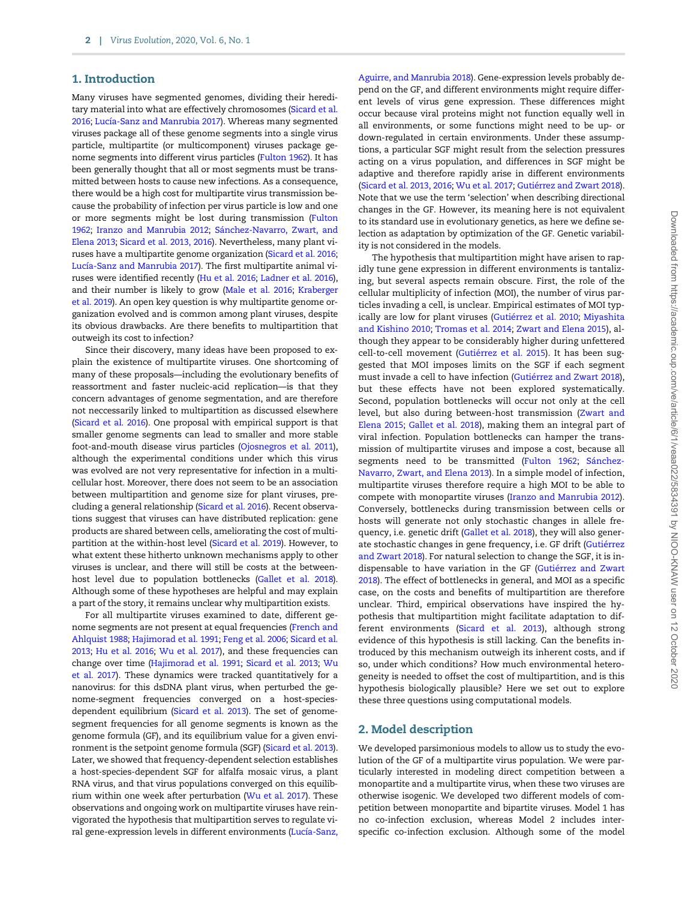## 1. Introduction

Many viruses have segmented genomes, dividing their hereditary material into what are effectively chromosomes (Sicard et al. 2016; Lucía-Sanz and Manrubia 2017). Whereas many segmented viruses package all of these genome segments into a single virus particle, multipartite (or multicomponent) viruses package genome segments into different virus particles (Fulton 1962). It has been generally thought that all or most segments must be transmitted between hosts to cause new infections. As a consequence, there would be a high cost for multipartite virus transmission because the probability of infection per virus particle is low and one or more segments might be lost during transmission (Fulton 1962; Iranzo and Manrubia 2012; Sánchez-Navarro, Zwart, and Elena 2013; Sicard et al. 2013, 2016). Nevertheless, many plant viruses have a multipartite genome organization (Sicard et al. 2016; Lucía-Sanz and Manrubia 2017). The first multipartite animal viruses were identified recently (Hu et al. 2016; Ladner et al. 2016), and their number is likely to grow (Male et al. 2016; Kraberger et al. 2019). An open key question is why multipartite genome organization evolved and is common among plant viruses, despite its obvious drawbacks. Are there benefits to multipartition that outweigh its cost to infection?

Since their discovery, many ideas have been proposed to explain the existence of multipartite viruses. One shortcoming of many of these proposals—including the evolutionary benefits of reassortment and faster nucleic-acid replication—is that they concern advantages of genome segmentation, and are therefore not neccessarily linked to multipartition as discussed elsewhere (Sicard et al. 2016). One proposal with empirical support is that smaller genome segments can lead to smaller and more stable foot-and-mouth disease virus particles (Ojosnegros et al. 2011), although the experimental conditions under which this virus was evolved are not very representative for infection in a multicellular host. Moreover, there does not seem to be an association between multipartition and genome size for plant viruses, precluding a general relationship (Sicard et al. 2016). Recent observations suggest that viruses can have distributed replication: gene products are shared between cells, ameliorating the cost of multipartition at the within-host level (Sicard et al. 2019). However, to what extent these hitherto unknown mechanisms apply to other viruses is unclear, and there will still be costs at the between-host level due to population bottlenecks (Gallet et al. 2018). Although some of these hypotheses are helpful and may explain a part of the story, it remains unclear why multipartition exists.

For all multipartite viruses examined to date, different genome segments are not present at equal frequencies (French and Ahlquist 1988; Hajimorad et al. 1991; Feng et al. 2006; Sicard et al. 2013; Hu et al. 2016; Wu et al. 2017), and these frequencies can change over time (Hajimorad et al. 1991; Sicard et al. 2013; Wu et al. 2017). These dynamics were tracked quantitatively for a nanovirus: for this dsDNA plant virus, when perturbed the genome-segment frequencies converged on a host-species-dependent equilibrium (Sicard et al. 2013). The set of genome-segment frequencies for all genome segments is known as the genome formula (GF), and its equilibrium value for a given environment is the setpoint genome formula (SGF) (Sicard et al. 2013). Later, we showed that frequency-dependent selection establishes a host-species-dependent SGF for alfalfa mosaic virus, a plant RNA virus, and that virus populations converged on this equilibrium within one week after perturbation (Wu et al. 2017). These observations and ongoing work on multipartite viruses have reinvigorated the hypothesis that multipartition serves to regulate viral gene-expression levels in different environments (Lucía-Sanz, Aguirre, and Manrubia 2018). Gene-expression levels probably depend on the GF, and different environments might require different levels of virus gene expression. These differences might occur because viral proteins might not function equally well in all environments, or some functions might need to be up- or down-regulated in certain environments. Under these assumptions, a particular SGF might result from the selection pressures acting on a virus population, and differences in SGF might be adaptive and therefore rapidly arise in different environments (Sicard et al. 2013, 2016; Wu et al. 2017; Gutiérrez and Zwart 2018). Note that we use the term 'selection' when describing directional changes in the GF. However, its meaning here is not equivalent to its standard use in evolutionary genetics, as here we define selection as adaptation by optimization of the GF. Genetic variability is not considered in the models.

The hypothesis that multipartition might have arisen to rapidly tune gene expression in different environments is tantalizing, but several aspects remain obscure. First, the role of the cellular multiplicity of infection (MOI), the number of virus particles invading a cell, is unclear. Empirical estimates of MOI typically are low for plant viruses (Gutiérrez et al. 2010; Miyashita and Kishino 2010; Tromas et al. 2014; Zwart and Elena 2015), although they appear to be considerably higher during unfettered cell-to-cell movement (Gutiérrez et al. 2015). It has been suggested that MOI imposes limits on the SGF if each segment must invade a cell to have infection (Gutiérrez and Zwart 2018), but these effects have not been explored systematically. Second, population bottlenecks will occur not only at the cell level, but also during between-host transmission (Zwart and Elena 2015; Gallet et al. 2018), making them an integral part of viral infection. Population bottlenecks can hamper the transmission of multipartite viruses and impose a cost, because all segments need to be transmitted (Fulton 1962; Sánchez-Navarro, Zwart, and Elena 2013). In a simple model of infection, multipartite viruses therefore require a high MOI to be able to compete with monopartite viruses (Iranzo and Manrubia 2012). Conversely, bottlenecks during transmission between cells or hosts will generate not only stochastic changes in allele frequency, i.e. genetic drift (Gallet et al. 2018), they will also generate stochastic changes in gene frequency, i.e. GF drift (Gutiérrez and Zwart 2018). For natural selection to change the SGF, it is indispensable to have variation in the GF (Gutiérrez and Zwart 2018). The effect of bottlenecks in general, and MOI as a specific case, on the costs and benefits of multipartition are therefore unclear. Third, empirical observations have inspired the hypothesis that multipartition might facilitate adaptation to different environments (Sicard et al. 2013), although strong evidence of this hypothesis is still lacking. Can the benefits introduced by this mechanism outweigh its inherent costs, and if so, under which conditions? How much environmental heterogeneity is needed to offset the cost of multipartition, and is this hypothesis biologically plausible? Here we set out to explore these three questions using computational models.

## 2. Model description

We developed parsimonious models to allow us to study the evolution of the GF of a multipartite virus population. We were particularly interested in modeling direct competition between a monopartite and a multipartite virus, when these two viruses are otherwise isogenic. We developed two different models of competition between monopartite and bipartite viruses. Model 1 has no co-infection exclusion, whereas Model 2 includes interspecific co-infection exclusion. Although some of the model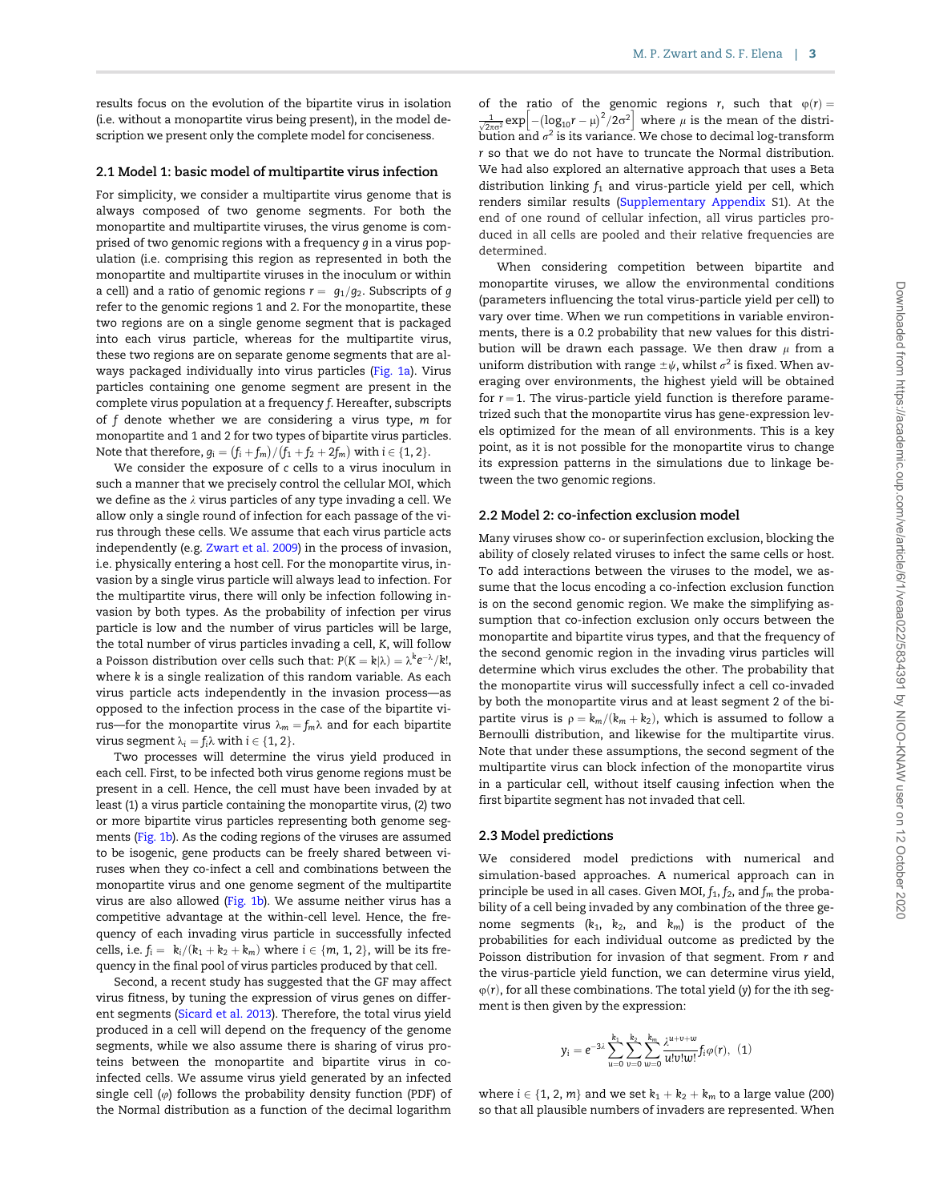results focus on the evolution of the bipartite virus in isolation (i.e. without a monopartite virus being present), in the model description we present only the complete model for conciseness.

### 2.1 Model 1: basic model of multipartite virus infection

For simplicity, we consider a multipartite virus genome that is always composed of two genome segments. For both the monopartite and multipartite viruses, the virus genome is comprised of two genomic regions with a frequency $g$ in a virus population (i.e. comprising this region as represented in both the monopartite and multipartite viruses in the inoculum or within a cell) and a ratio of genomic regions $r = g_1/g_2$. Subscripts of $g$ refer to the genomic regions 1 and 2. For the monopartite, these two regions are on a single genome segment that is packaged into each virus particle, whereas for the multipartite virus, these two regions are on separate genome segments that are always packaged individually into virus particles (Fig. 1a). Virus particles containing one genome segment are present in the complete virus population at a frequency $f$. Hereafter, subscripts of $f$ denote whether we are considering a virus type, $m$ for monopartite and 1 and 2 for two types of bipartite virus particles. Note that therefore, $g_i = (f_i + f_m)/(f_1 + f_2 + 2f_m)$ with $i \in \{1, 2\}$.

We consider the exposure of $c$ cells to a virus inoculum in such a manner that we precisely control the cellular MOI, which we define as the $\lambda$ virus particles of any type invading a cell. We allow only a single round of infection for each passage of the virus through these cells. We assume that each virus particle acts independently (e.g. Zwart et al. 2009) in the process of invasion, i.e. physically entering a host cell. For the monopartite virus, invasion by a single virus particle will always lead to infection. For the multipartite virus, there will only be infection following invasion by both types. As the probability of infection per virus particle is low and the number of virus particles will be large, the total number of virus particles invading a cell, $K$, will follow a Poisson distribution over cells such that: $P(K = k|\lambda) = \lambda^k e^{-\lambda}/k!$, where $k$ is a single realization of this random variable. As each virus particle acts independently in the invasion process—as opposed to the infection process in the case of the bipartite virus—for the monopartite virus $\lambda_m = f_m\lambda$ and for each bipartite virus segment $\lambda_i = f_i\lambda$ with $i \in \{1, 2\}$.

Two processes will determine the virus yield produced in each cell. First, to be infected both virus genome regions must be present in a cell. Hence, the cell must have been invaded by at least (1) a virus particle containing the monopartite virus, (2) two or more bipartite virus particles representing both genome segments (Fig. 1b). As the coding regions of the viruses are assumed to be isogenic, gene products can be freely shared between viruses when they co-infect a cell and combinations between the monopartite virus and one genome segment of the multipartite virus are also allowed (Fig. 1b). We assume neither virus has a competitive advantage at the within-cell level. Hence, the frequency of each invading virus particle in successfully infected cells, i.e. $f_i = k_i/(k_1 + k_2 + k_m)$ where $i \in \{m, 1, 2\}$, will be its frequency in the final pool of virus particles produced by that cell.

Second, a recent study has suggested that the GF may affect virus fitness, by tuning the expression of virus genes on different segments (Sicard et al. 2013). Therefore, the total virus yield produced in a cell will depend on the frequency of the genome segments, while we also assume there is sharing of virus proteins between the monopartite and bipartite virus in co-infected cells. We assume virus yield generated by an infected single cell ($\varphi$) follows the probability density function (PDF) of the Normal distribution as a function of the decimal logarithm of the ratio of the genomic regions $r$, such that $\varphi(r) = \frac{1}{\sqrt{2\pi\sigma^2}}\exp\left[-(\log_{10}r - \mu)^2/2\sigma^2\right]$ where $\mu$ is the mean of the distribution and $\sigma^2$ is its variance. We chose to decimal log-transform $r$ so that we do not have to truncate the Normal distribution. We had also explored an alternative approach that uses a Beta distribution linking $f_1$ and virus-particle yield per cell, which renders similar results (Supplementary Appendix S1). At the end of one round of cellular infection, all virus particles produced in all cells are pooled and their relative frequencies are determined.

When considering competition between bipartite and monopartite viruses, we allow the environmental conditions (parameters influencing the total virus-particle yield per cell) to vary over time. When we run competitions in variable environments, there is a 0.2 probability that new values for this distribution will be drawn each passage. We then draw $\mu$ from a uniform distribution with range $\pm\psi$, whilst $\sigma^2$ is fixed. When averaging over environments, the highest yield will be obtained for $r = 1$. The virus-particle yield function is therefore parametrized such that the monopartite virus has gene-expression levels optimized for the mean of all environments. This is a key point, as it is not possible for the monopartite virus to change its expression patterns in the simulations due to linkage between the two genomic regions.

### 2.2 Model 2: co-infection exclusion model

Many viruses show co- or superinfection exclusion, blocking the ability of closely related viruses to infect the same cells or host. To add interactions between the viruses to the model, we assume that the locus encoding a co-infection exclusion function is on the second genomic region. We make the simplifying assumption that co-infection exclusion only occurs between the monopartite and bipartite virus types, and that the frequency of the second genomic region in the invading virus particles will determine which virus excludes the other. The probability that the monopartite virus will successfully infect a cell co-invaded by both the monopartite virus and at least segment 2 of the bipartite virus is $\rho = k_m/(k_m + k_2)$, which is assumed to follow a Bernoulli distribution, and likewise for the multipartite virus. Note that under these assumptions, the second segment of the multipartite virus can block infection of the monopartite virus in a particular cell, without itself causing infection when the first bipartite segment has not invaded that cell.

### 2.3 Model predictions

We considered model predictions with numerical and simulation-based approaches. A numerical approach can in principle be used in all cases. Given MOI, $f_1$, $f_2$, and $f_m$ the probability of a cell being invaded by any combination of the three genome segments ($k_1$, $k_2$, and $k_m$) is the product of the probabilities for each individual outcome as predicted by the Poisson distribution for invasion of that segment. From $r$ and the virus-particle yield function, we can determine virus yield, $\varphi(r)$, for all these combinations. The total yield ($y$) for the $i$th segment is then given by the expression:

$$y_i = e^{-3\lambda}\sum_{u=0}^{k_1}\sum_{v=0}^{k_2}\sum_{w=0}^{k_m}\frac{\lambda^{u+v+w}}{u!v!w!}f_i\varphi(r), \quad (1)$$

where $i \in \{1, 2, m\}$ and we set $k_1 + k_2 + k_m$ to a large value (200) so that all plausible numbers of invaders are represented. When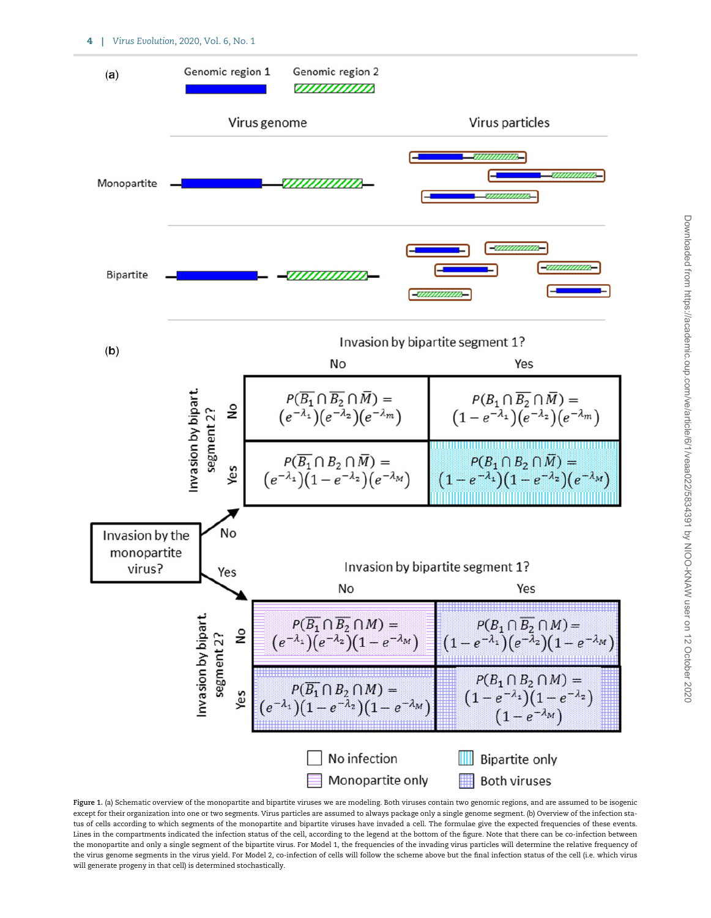**Figure 1.** (a) Schematic overview of the monopartite and bipartite viruses we are modeling. Both viruses contain two genomic regions, and are assumed to be isogenic except for their organization into one or two segments. Virus particles are assumed to always package only a single genome segment. (b) Overview of the infection status of cells according to which segments of the monopartite and bipartite viruses have invaded a cell. The formulae give the expected frequencies of these events. Lines in the compartments indicated the infection status of the cell, according to the legend at the bottom of the figure. Note that there can be co-infection between the monopartite and only a single segment of the bipartite virus. For Model 1, the frequencies of the invading virus particles will determine the relative frequency of the virus genome segments in the virus yield. For Model 2, co-infection of cells will follow the scheme above but the final infection status of the cell (i.e. which virus will generate progeny in that cell) is determined stochastically.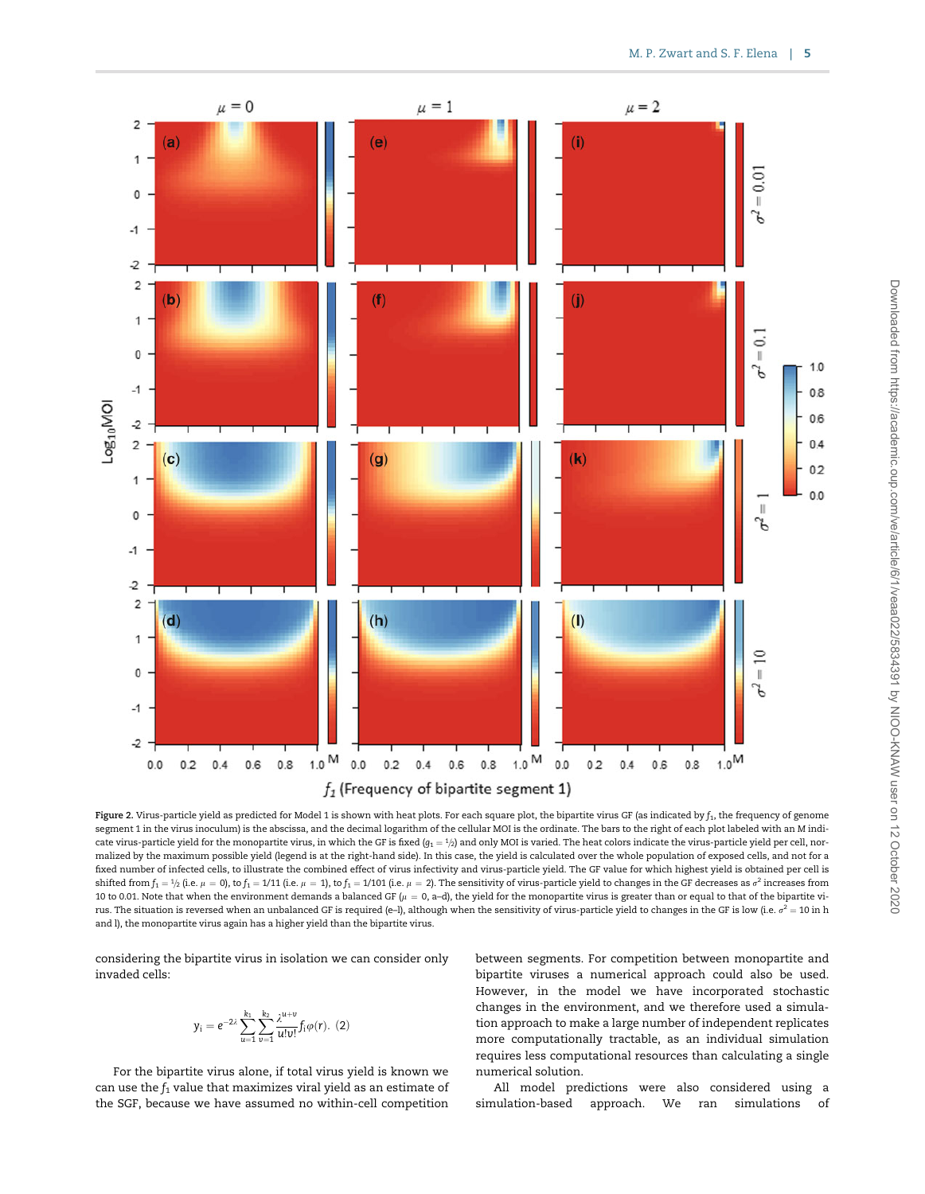**Figure 2.** Virus-particle yield as predicted for Model 1 is shown with heat plots. For each square plot, the bipartite virus GF (as indicated by $f_1$, the frequency of genome segment 1 in the virus inoculum) is the abscissa, and the decimal logarithm of the cellular MOI is the ordinate. The bars to the right of each plot labeled with an $M$ indicate virus-particle yield for the monopartite virus, in which the GF is fixed ($g_1 = ½$) and only MOI is varied. The heat colors indicate the virus-particle yield per cell, normalized by the maximum possible yield (legend is at the right-hand side). In this case, the yield is calculated over the whole population of exposed cells, and not for a fixed number of infected cells, to illustrate the combined effect of virus infectivity and virus-particle yield. The GF value for which highest yield is obtained per cell is shifted from $f_1 = ½$ (i.e. $\mu = 0$), to $f_1 = 1/11$ (i.e. $\mu = 1$), to $f_1 = 1/101$ (i.e. $\mu = 2$). The sensitivity of virus-particle yield to changes in the GF decreases as $\sigma^2$ increases from 10 to 0.01. Note that when the environment demands a balanced GF ($\mu = 0$, a–d), the yield for the monopartite virus is greater than or equal to that of the bipartite virus. The situation is reversed when an unbalanced GF is required (e–l), although when the sensitivity of virus-particle yield to changes in the GF is low (i.e. $\sigma^2 = 10$ in h and l), the monopartite virus again has a higher yield than the bipartite virus.

considering the bipartite virus in isolation we can consider only invaded cells:

$$y_i = e^{-2\lambda} \sum_{u=1}^{k_1} \sum_{v=1}^{k_2} \frac{\lambda^{u+v}}{u!v!} f_i \varphi(r). \quad (2)$$

For the bipartite virus alone, if total virus yield is known we can use the $f_1$ value that maximizes viral yield as an estimate of the SGF, because we have assumed no within-cell competition between segments. For competition between monopartite and bipartite viruses a numerical approach could also be used. However, in the model we have incorporated stochastic changes in the environment, and we therefore used a simulation approach to make a large number of independent replicates more computationally tractable, as an individual simulation requires less computational resources than calculating a single numerical solution.

All model predictions were also considered using a simulation-based approach. We ran simulations of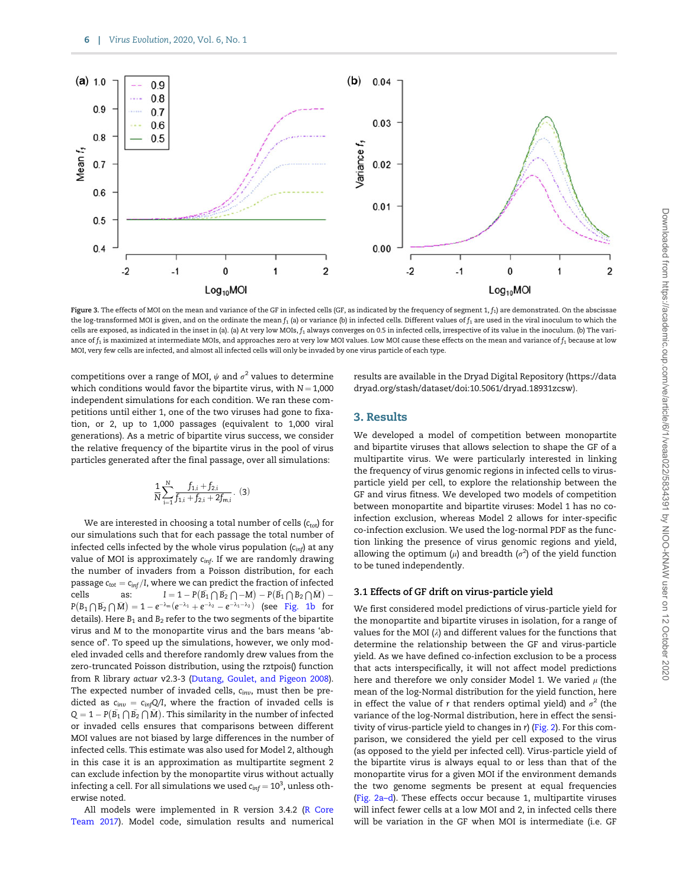Figure 3. The effects of MOI on the mean and variance of the GF in infected cells (GF, as indicated by the frequency of segment 1, $f_1$) are demonstrated. On the abscissae the log-transformed MOI is given, and on the ordinate the mean $f_1$ (a) or variance (b) in infected cells. Different values of $f_1$ are used in the viral inoculum to which the cells are exposed, as indicated in the inset in (a). (a) At very low MOIs, $f_1$ always converges on 0.5 in infected cells, irrespective of its value in the inoculum. (b) The variance of $f_1$ is maximized at intermediate MOIs, and approaches zero at very low MOI values. Low MOI cause these effects on the mean and variance of $f_1$ because at low MOI, very few cells are infected, and almost all infected cells will only be invaded by one virus particle of each type.

competitions over a range of MOI, $\psi$ and $\sigma^2$ values to determine which conditions would favor the bipartite virus, with $N = 1{,}000$ independent simulations for each condition. We ran these competitions until either 1, one of the two viruses had gone to fixation, or 2, up to 1,000 passages (equivalent to 1,000 viral generations). As a metric of bipartite virus success, we consider the relative frequency of the bipartite virus in the pool of virus particles generated after the final passage, over all simulations:

$$\frac{1}{N}\sum_{i=1}^{N}\frac{f_{1,i}+f_{2,i}}{f_{1,i}+f_{2,i}+2f_{m,i}}. \quad (3)$$

We are interested in choosing a total number of cells ($c_{tot}$) for our simulations such that for each passage the total number of infected cells infected by the whole virus population ($c_{inf}$) at any value of MOI is approximately $c_{inf}$. If we are randomly drawing the number of invaders from a Poisson distribution, for each passage $c_{tot} = c_{inf}/I$, where we can predict the fraction of infected cells as: $I = 1 - P(\bar{B}_1 \cap \bar{B}_2 \cap -M) - P(\bar{B}_1 \cap B_2 \cap \bar{M}) - P(B_1 \cap \bar{B}_2 \cap \bar{M}) = 1 - e^{-\lambda_m}(e^{-\lambda_1} + e^{-\lambda_2} - e^{-\lambda_1-\lambda_2})$ (see Fig. 1b for details). Here $B_1$ and $B_2$ refer to the two segments of the bipartite virus and M to the monopartite virus and the bars means 'absence of'. To speed up the simulations, however, we only modeled invaded cells and therefore randomly drew values from the zero-truncated Poisson distribution, using the rztpois() function from R library *actuar* v2.3-3 (Dutang, Goulet, and Pigeon 2008). The expected number of invaded cells, $c_{inv}$, must then be predicted as $c_{inv} = c_{inf}Q/I$, where the fraction of invaded cells is $Q = 1 - P(\bar{B}_1 \cap \bar{B}_2 \cap \bar{M})$. This similarity in the number of infected or invaded cells ensures that comparisons between different MOI values are not biased by large differences in the number of infected cells. This estimate was also used for Model 2, although in this case it is an approximation as multipartite segment 2 can exclude infection by the monopartite virus without actually infecting a cell. For all simulations we used $c_{inf} = 10^3$, unless otherwise noted.

All models were implemented in R version 3.4.2 (R Core Team 2017). Model code, simulation results and numerical results are available in the Dryad Digital Repository (https://datadryad.org/stash/dataset/doi:10.5061/dryad.18931zcsw).

## 3. Results

We developed a model of competition between monopartite and bipartite viruses that allows selection to shape the GF of a multipartite virus. We were particularly interested in linking the frequency of virus genomic regions in infected cells to virus-particle yield per cell, to explore the relationship between the GF and virus fitness. We developed two models of competition between monopartite and bipartite viruses: Model 1 has no co-infection exclusion, whereas Model 2 allows for inter-specific co-infection exclusion. We used the log-normal PDF as the function linking the presence of virus genomic regions and yield, allowing the optimum ($\mu$) and breadth ($\sigma^2$) of the yield function to be tuned independently.

### 3.1 Effects of GF drift on virus-particle yield

We first considered model predictions of virus-particle yield for the monopartite and bipartite viruses in isolation, for a range of values for the MOI ($\lambda$) and different values for the functions that determine the relationship between the GF and virus-particle yield. As we have defined co-infection exclusion to be a process that acts interspecifically, it will not affect model predictions here and therefore we only consider Model 1. We varied $\mu$ (the mean of the log-Normal distribution for the yield function, here in effect the value of r that renders optimal yield) and $\sigma^2$ (the variance of the log-Normal distribution, here in effect the sensitivity of virus-particle yield to changes in r) (Fig. 2). For this comparison, we considered the yield per cell exposed to the virus (as opposed to the yield per infected cell). Virus-particle yield of the bipartite virus is always equal to or less than that of the monopartite virus for a given MOI if the environment demands the two genome segments be present at equal frequencies (Fig. 2a–d). These effects occur because 1, multipartite viruses will infect fewer cells at a low MOI and 2, in infected cells there will be variation in the GF when MOI is intermediate (i.e. GF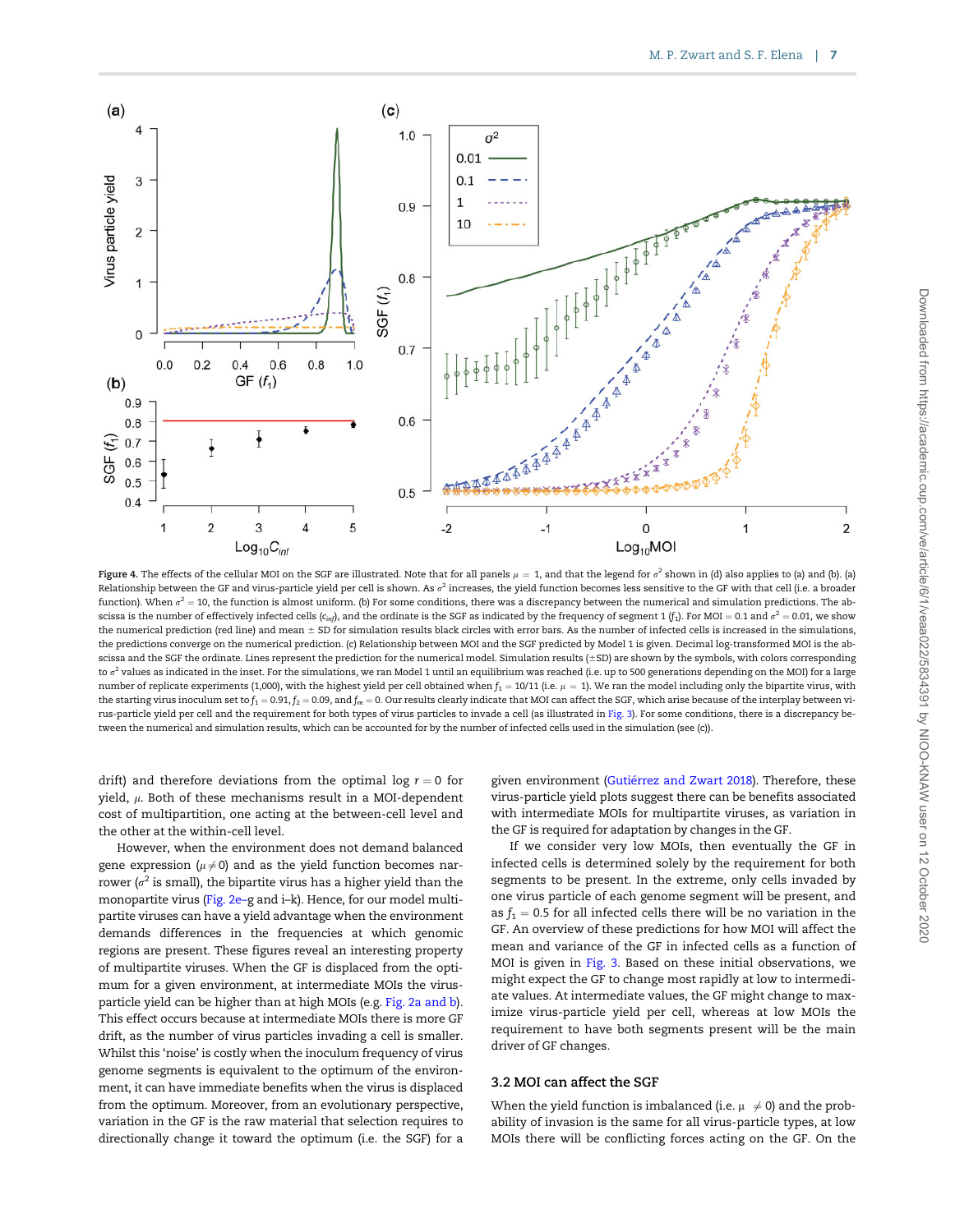Figure 4. The effects of the cellular MOI on the SGF are illustrated. Note that for all panels $\mu = 1$, and that the legend for $\sigma^2$ shown in (d) also applies to (a) and (b). (a) Relationship between the GF and virus-particle yield per cell is shown. As $\sigma^2$ increases, the yield function becomes less sensitive to the GF with that cell (i.e. a broader function). When $\sigma^2 = 10$, the function is almost uniform. (b) For some conditions, there was a discrepancy between the numerical and simulation predictions. The abscissa is the number of effectively infected cells ($c_{inf}$), and the ordinate is the SGF as indicated by the frequency of segment 1 ($f_1$). For MOI = 0.1 and $\sigma^2 = 0.01$, we show the numerical prediction (red line) and mean ± SD for simulation results black circles with error bars. As the number of infected cells is increased in the simulations, the predictions converge on the numerical prediction. (c) Relationship between MOI and the SGF predicted by Model 1 is given. Decimal log-transformed MOI is the abscissa and the SGF the ordinate. Lines represent the prediction for the numerical model. Simulation results (±SD) are shown by the symbols, with colors corresponding to $\sigma^2$ values as indicated in the inset. For the simulations, we ran Model 1 until an equilibrium was reached (i.e. up to 500 generations depending on the MOI) for a large number of replicate experiments (1,000), with the highest yield per cell obtained when $f_1 = 10/11$ (i.e. $\mu = 1$). We ran the model including only the bipartite virus, with the starting virus inoculum set to $f_1 = 0.91$, $f_2 = 0.09$, and $f_m = 0$. Our results clearly indicate that MOI can affect the SGF, which arise because of the interplay between virus-particle yield per cell and the requirement for both types of virus particles to invade a cell (as illustrated in Fig. 3). For some conditions, there is a discrepancy between the numerical and simulation results, which can be accounted for by the number of infected cells used in the simulation (see (c)).

drift) and therefore deviations from the optimal log $r = 0$ for yield, $\mu$. Both of these mechanisms result in a MOI-dependent cost of multipartition, one acting at the between-cell level and the other at the within-cell level.

However, when the environment does not demand balanced gene expression ($\mu \neq 0$) and as the yield function becomes narrower ($\sigma^2$ is small), the bipartite virus has a higher yield than the monopartite virus (Fig. 2e–g and i–k). Hence, for our model multipartite viruses can have a yield advantage when the environment demands differences in the frequencies at which genomic regions are present. These figures reveal an interesting property of multipartite viruses. When the GF is displaced from the optimum for a given environment, at intermediate MOIs the virus-particle yield can be higher than at high MOIs (e.g. Fig. 2a and b). This effect occurs because at intermediate MOIs there is more GF drift, as the number of virus particles invading a cell is smaller. Whilst this 'noise' is costly when the inoculum frequency of virus genome segments is equivalent to the optimum of the environment, it can have immediate benefits when the virus is displaced from the optimum. Moreover, from an evolutionary perspective, variation in the GF is the raw material that selection requires to directionally change it toward the optimum (i.e. the SGF) for a given environment (Gutiérrez and Zwart 2018). Therefore, these virus-particle yield plots suggest there can be benefits associated with intermediate MOIs for multipartite viruses, as variation in the GF is required for adaptation by changes in the GF.

If we consider very low MOIs, then eventually the GF in infected cells is determined solely by the requirement for both segments to be present. In the extreme, only cells invaded by one virus particle of each genome segment will be present, and as $f_1 = 0.5$ for all infected cells there will be no variation in the GF. An overview of these predictions for how MOI will affect the mean and variance of the GF in infected cells as a function of MOI is given in Fig. 3. Based on these initial observations, we might expect the GF to change most rapidly at low to intermediate values. At intermediate values, the GF might change to maximize virus-particle yield per cell, whereas at low MOIs the requirement to have both segments present will be the main driver of GF changes.

## 3.2 MOI can affect the SGF

When the yield function is imbalanced (i.e. $\mu \neq 0$) and the probability of invasion is the same for all virus-particle types, at low MOIs there will be conflicting forces acting on the GF. On the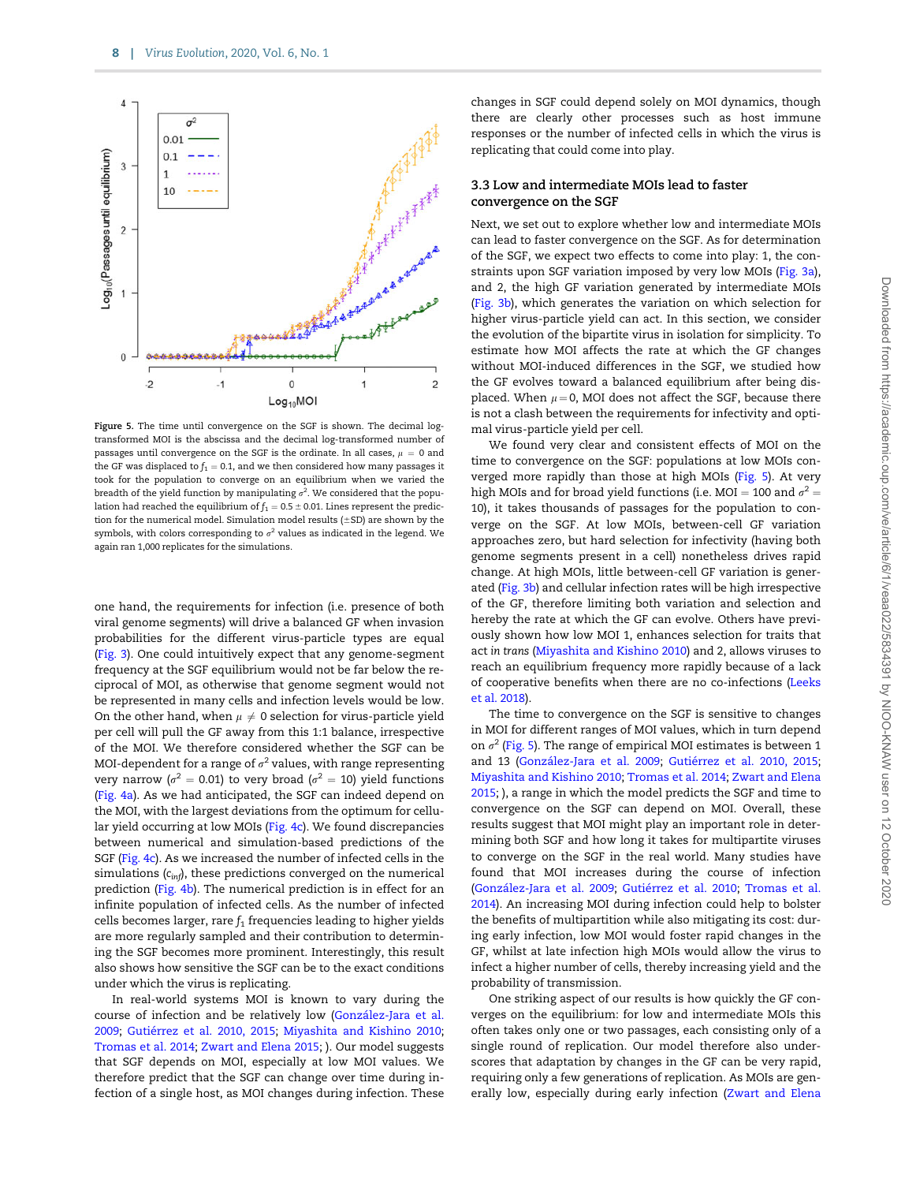Figure 5. The time until convergence on the SGF is shown. The decimal log-transformed MOI is the abscissa and the decimal log-transformed number of passages until convergence on the SGF is the ordinate. In all cases, $\mu = 0$ and the GF was displaced to $f_1 = 0.1$, and we then considered how many passages it took for the population to converge on an equilibrium when we varied the breadth of the yield function by manipulating $\sigma^2$. We considered that the population had reached the equilibrium of $f_1 = 0.5 \pm 0.01$. Lines represent the prediction for the numerical model. Simulation model results ($\pm$SD) are shown by the symbols, with colors corresponding to $\sigma^2$ values as indicated in the legend. We again ran 1,000 replicates for the simulations.

one hand, the requirements for infection (i.e. presence of both viral genome segments) will drive a balanced GF when invasion probabilities for the different virus-particle types are equal (Fig. 3). One could intuitively expect that any genome-segment frequency at the SGF equilibrium would not be far below the reciprocal of MOI, as otherwise that genome segment would not be represented in many cells and infection levels would be low. On the other hand, when $\mu \neq 0$ selection for virus-particle yield per cell will pull the GF away from this 1:1 balance, irrespective of the MOI. We therefore considered whether the SGF can be MOI-dependent for a range of $\sigma^2$ values, with range representing very narrow ($\sigma^2 = 0.01$) to very broad ($\sigma^2 = 10$) yield functions (Fig. 4a). As we had anticipated, the SGF can indeed depend on the MOI, with the largest deviations from the optimum for cellular yield occurring at low MOIs (Fig. 4c). We found discrepancies between numerical and simulation-based predictions of the SGF (Fig. 4c). As we increased the number of infected cells in the simulations ($c_{inf}$), these predictions converged on the numerical prediction (Fig. 4b). The numerical prediction is in effect for an infinite population of infected cells. As the number of infected cells becomes larger, rare $f_1$ frequencies leading to higher yields are more regularly sampled and their contribution to determining the SGF becomes more prominent. Interestingly, this result also shows how sensitive the SGF can be to the exact conditions under which the virus is replicating.

In real-world systems MOI is known to vary during the course of infection and be relatively low (González-Jara et al. 2009; Gutiérrez et al. 2010, 2015; Miyashita and Kishino 2010; Tromas et al. 2014; Zwart and Elena 2015; ). Our model suggests that SGF depends on MOI, especially at low MOI values. We therefore predict that the SGF can change over time during infection of a single host, as MOI changes during infection. These changes in SGF could depend solely on MOI dynamics, though there are clearly other processes such as host immune responses or the number of infected cells in which the virus is replicating that could come into play.

### 3.3 Low and intermediate MOIs lead to faster convergence on the SGF

Next, we set out to explore whether low and intermediate MOIs can lead to faster convergence on the SGF. As for determination of the SGF, we expect two effects to come into play: 1, the constraints upon SGF variation imposed by very low MOIs (Fig. 3a), and 2, the high GF variation generated by intermediate MOIs (Fig. 3b), which generates the variation on which selection for higher virus-particle yield can act. In this section, we consider the evolution of the bipartite virus in isolation for simplicity. To estimate how MOI affects the rate at which the GF changes without MOI-induced differences in the SGF, we studied how the GF evolves toward a balanced equilibrium after being displaced. When $\mu = 0$, MOI does not affect the SGF, because there is not a clash between the requirements for infectivity and optimal virus-particle yield per cell.

We found very clear and consistent effects of MOI on the time to convergence on the SGF: populations at low MOIs converged more rapidly than those at high MOIs (Fig. 5). At very high MOIs and for broad yield functions (i.e. MOI = 100 and $\sigma^2 = 10$), it takes thousands of passages for the population to converge on the SGF. At low MOIs, between-cell GF variation approaches zero, but hard selection for infectivity (having both genome segments present in a cell) nonetheless drives rapid change. At high MOIs, little between-cell GF variation is generated (Fig. 3b) and cellular infection rates will be high irrespective of the GF, therefore limiting both variation and selection and hereby the rate at which the GF can evolve. Others have previously shown how low MOI 1, enhances selection for traits that act *in trans* (Miyashita and Kishino 2010) and 2, allows viruses to reach an equilibrium frequency more rapidly because of a lack of cooperative benefits when there are no co-infections (Leeks et al. 2018).

The time to convergence on the SGF is sensitive to changes in MOI for different ranges of MOI values, which in turn depend on $\sigma^2$ (Fig. 5). The range of empirical MOI estimates is between 1 and 13 (González-Jara et al. 2009; Gutiérrez et al. 2010, 2015; Miyashita and Kishino 2010; Tromas et al. 2014; Zwart and Elena 2015; ), a range in which the model predicts the SGF and time to convergence on the SGF can depend on MOI. Overall, these results suggest that MOI might play an important role in determining both SGF and how long it takes for multipartite viruses to converge on the SGF in the real world. Many studies have found that MOI increases during the course of infection (González-Jara et al. 2009; Gutiérrez et al. 2010; Tromas et al. 2014). An increasing MOI during infection could help to bolster the benefits of multipartition while also mitigating its cost: during early infection, low MOI would foster rapid changes in the GF, whilst at late infection high MOIs would allow the virus to infect a higher number of cells, thereby increasing yield and the probability of transmission.

One striking aspect of our results is how quickly the GF converges on the equilibrium: for low and intermediate MOIs this often takes only one or two passages, each consisting only of a single round of replication. Our model therefore also underscores that adaptation by changes in the GF can be very rapid, requiring only a few generations of replication. As MOIs are generally low, especially during early infection (Zwart and Elena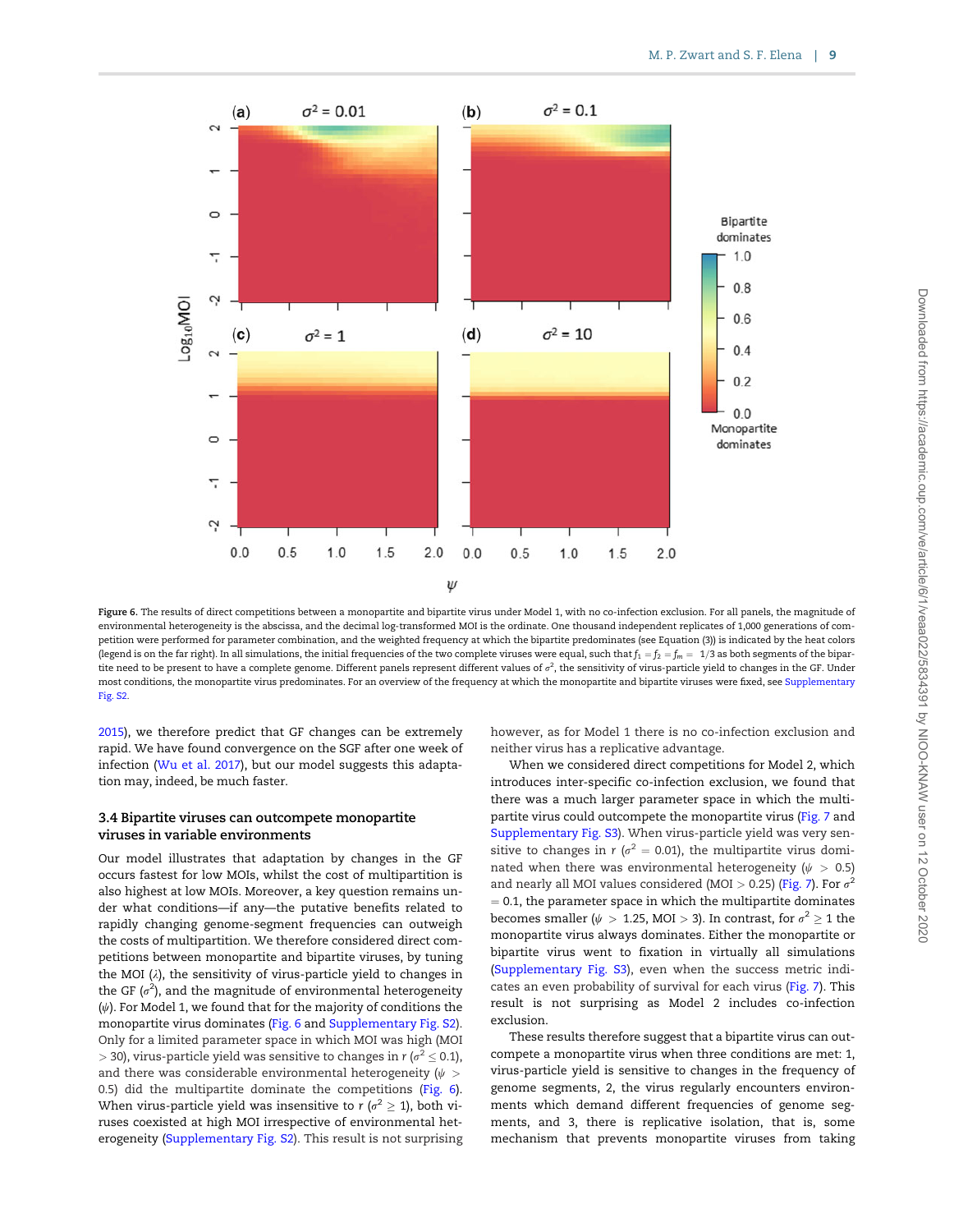Figure 6. The results of direct competitions between a monopartite and bipartite virus under Model 1, with no co-infection exclusion. For all panels, the magnitude of environmental heterogeneity is the abscissa, and the decimal log-transformed MOI is the ordinate. One thousand independent replicates of 1,000 generations of competition were performed for parameter combination, and the weighted frequency at which the bipartite predominates (see Equation (3)) is indicated by the heat colors (legend is on the far right). In all simulations, the initial frequencies of the two complete viruses were equal, such that $f_1 = f_2 = f_m = 1/3$ as both segments of the bipartite need to be present to have a complete genome. Different panels represent different values of $\sigma^2$, the sensitivity of virus-particle yield to changes in the GF. Under most conditions, the monopartite virus predominates. For an overview of the frequency at which the monopartite and bipartite viruses were fixed, see Supplementary Fig. S2.

2015), we therefore predict that GF changes can be extremely rapid. We have found convergence on the SGF after one week of infection (Wu et al. 2017), but our model suggests this adaptation may, indeed, be much faster.

### 3.4 Bipartite viruses can outcompete monopartite viruses in variable environments

Our model illustrates that adaptation by changes in the GF occurs fastest for low MOIs, whilst the cost of multipartition is also highest at low MOIs. Moreover, a key question remains under what conditions—if any—the putative benefits related to rapidly changing genome-segment frequencies can outweigh the costs of multipartition. We therefore considered direct competitions between monopartite and bipartite viruses, by tuning the MOI ($\lambda$), the sensitivity of virus-particle yield to changes in the GF ($\sigma^2$), and the magnitude of environmental heterogeneity ($\psi$). For Model 1, we found that for the majority of conditions the monopartite virus dominates (Fig. 6 and Supplementary Fig. S2). Only for a limited parameter space in which MOI was high (MOI $> 30$), virus-particle yield was sensitive to changes in $r$ ($\sigma^2 \leq 0.1$), and there was considerable environmental heterogeneity ($\psi > 0.5$) did the multipartite dominate the competitions (Fig. 6). When virus-particle yield was insensitive to $r$ ($\sigma^2 \geq 1$), both viruses coexisted at high MOI irrespective of environmental heterogeneity (Supplementary Fig. S2). This result is not surprising however, as for Model 1 there is no co-infection exclusion and neither virus has a replicative advantage.

When we considered direct competitions for Model 2, which introduces inter-specific co-infection exclusion, we found that there was a much larger parameter space in which the multipartite virus could outcompete the monopartite virus (Fig. 7 and Supplementary Fig. S3). When virus-particle yield was very sensitive to changes in $r$ ($\sigma^2 = 0.01$), the multipartite virus dominated when there was environmental heterogeneity ($\psi > 0.5$) and nearly all MOI values considered (MOI $> 0.25$) (Fig. 7). For $\sigma^2 = 0.1$, the parameter space in which the multipartite dominates becomes smaller ($\psi > 1.25$, MOI $> 3$). In contrast, for $\sigma^2 \geq 1$ the monopartite virus always dominates. Either the monopartite or bipartite virus went to fixation in virtually all simulations (Supplementary Fig. S3), even when the success metric indicates an even probability of survival for each virus (Fig. 7). This result is not surprising as Model 2 includes co-infection exclusion.

These results therefore suggest that a bipartite virus can outcompete a monopartite virus when three conditions are met: 1, virus-particle yield is sensitive to changes in the frequency of genome segments, 2, the virus regularly encounters environments which demand different frequencies of genome segments, and 3, there is replicative isolation, that is, some mechanism that prevents monopartite viruses from taking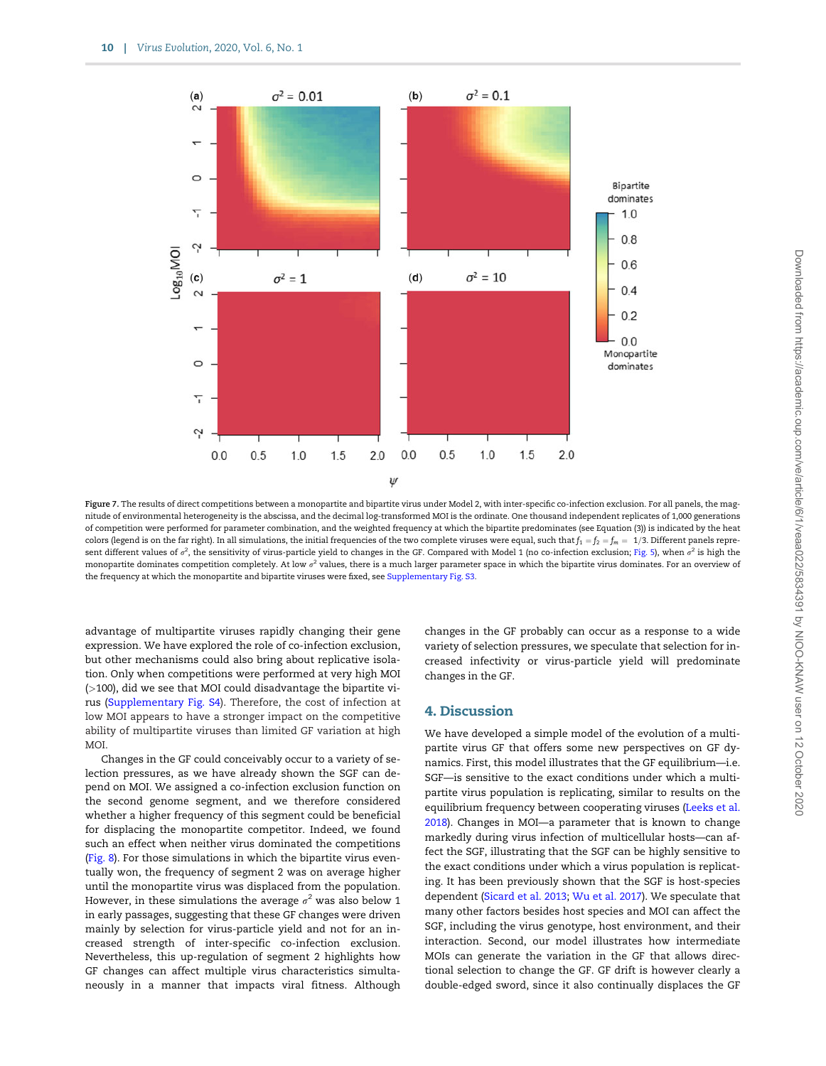Figure 7. The results of direct competitions between a monopartite and bipartite virus under Model 2, with inter-specific co-infection exclusion. For all panels, the magnitude of environmental heterogeneity is the abscissa, and the decimal log-transformed MOI is the ordinate. One thousand independent replicates of 1,000 generations of competition were performed for parameter combination, and the weighted frequency at which the bipartite predominates (see Equation (3)) is indicated by the heat colors (legend is on the far right). In all simulations, the initial frequencies of the two complete viruses were equal, such that $f_1 = f_2 = f_m = 1/3$. Different panels represent different values of $\sigma^2$, the sensitivity of virus-particle yield to changes in the GF. Compared with Model 1 (no co-infection exclusion; Fig. 5), when $\sigma^2$ is high the monopartite dominates competition completely. At low $\sigma^2$ values, there is a much larger parameter space in which the bipartite virus dominates. For an overview of the frequency at which the monopartite and bipartite viruses were fixed, see Supplementary Fig. S3.

advantage of multipartite viruses rapidly changing their gene expression. We have explored the role of co-infection exclusion, but other mechanisms could also bring about replicative isolation. Only when competitions were performed at very high MOI (>100), did we see that MOI could disadvantage the bipartite virus (Supplementary Fig. S4). Therefore, the cost of infection at low MOI appears to have a stronger impact on the competitive ability of multipartite viruses than limited GF variation at high MOI.

Changes in the GF could conceivably occur to a variety of selection pressures, as we have already shown the SGF can depend on MOI. We assigned a co-infection exclusion function on the second genome segment, and we therefore considered whether a higher frequency of this segment could be beneficial for displacing the monopartite competitor. Indeed, we found such an effect when neither virus dominated the competitions (Fig. 8). For those simulations in which the bipartite virus eventually won, the frequency of segment 2 was on average higher until the monopartite virus was displaced from the population. However, in these simulations the average $\sigma^2$ was also below 1 in early passages, suggesting that these GF changes were driven mainly by selection for virus-particle yield and not for an increased strength of inter-specific co-infection exclusion. Nevertheless, this up-regulation of segment 2 highlights how GF changes can affect multiple virus characteristics simultaneously in a manner that impacts viral fitness. Although changes in the GF probably can occur as a response to a wide variety of selection pressures, we speculate that selection for increased infectivity or virus-particle yield will predominate changes in the GF.

## 4. Discussion

We have developed a simple model of the evolution of a multipartite virus GF that offers some new perspectives on GF dynamics. First, this model illustrates that the GF equilibrium—i.e. SGF—is sensitive to the exact conditions under which a multipartite virus population is replicating, similar to results on the equilibrium frequency between cooperating viruses (Leeks et al. 2018). Changes in MOI—a parameter that is known to change markedly during virus infection of multicellular hosts—can affect the SGF, illustrating that the SGF can be highly sensitive to the exact conditions under which a virus population is replicating. It has been previously shown that the SGF is host-species dependent (Sicard et al. 2013; Wu et al. 2017). We speculate that many other factors besides host species and MOI can affect the SGF, including the virus genotype, host environment, and their interaction. Second, our model illustrates how intermediate MOIs can generate the variation in the GF that allows directional selection to change the GF. GF drift is however clearly a double-edged sword, since it also continually displaces the GF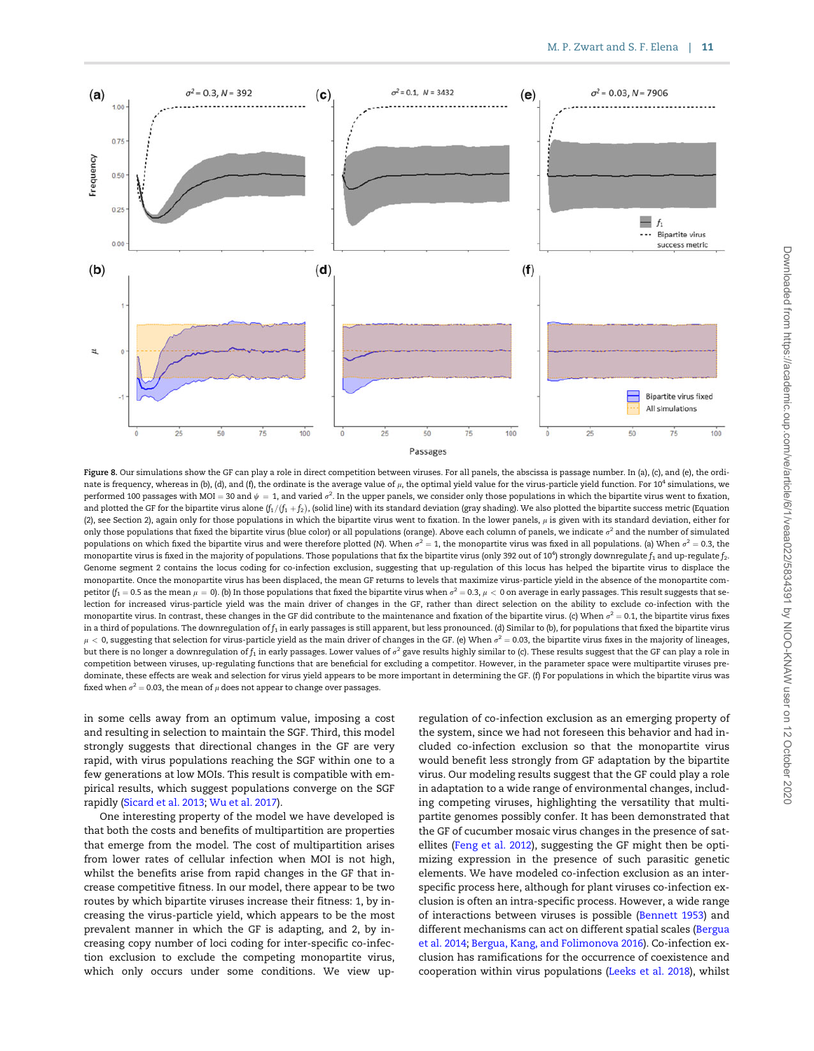(a) $\sigma^2 = 0.3$, $N = 392$

(c) $\sigma^2 = 0.1$, $N = 3432$

(e) $\sigma^2 = 0.03$, $N = 7906$

Frequency

1.00
0.75
0.50
0.25
0.00

$f_1$
Bipartite virus success metric

(b)

(d)

(f)

$\mu$

1
0
-1

Bipartite virus fixed
All simulations

0 25 50 75 100

Passages

Figure 8. Our simulations show the GF can play a role in direct competition between viruses. For all panels, the abscissa is passage number. In (a), (c), and (e), the ordinate is frequency, whereas in (b), (d), and (f), the ordinate is the average value of $\mu$, the optimal yield value for the virus-particle yield function. For $10^4$ simulations, we performed 100 passages with MOI = 30 and $\psi = 1$, and varied $\sigma^2$. In the upper panels, we consider only those populations in which the bipartite virus went to fixation, and plotted the GF for the bipartite virus alone ($f_1/(f_1 + f_2)$, (solid line) with its standard deviation (gray shading). We also plotted the bipartite success metric (Equation (2), see Section 2), again only for those populations in which the bipartite virus went to fixation. In the lower panels, $\mu$ is given with its standard deviation, either for only those populations that fixed the bipartite virus (blue color) or all populations (orange). Above each column of panels, we indicate $\sigma^2$ and the number of simulated populations on which fixed the bipartite virus and were therefore plotted (N). When $\sigma^2 = 1$, the monopartite virus was fixed in all populations. (a) When $\sigma^2 = 0.3$, the monopartite virus is fixed in the majority of populations. Those populations that fix the bipartite virus (only 392 out of $10^4$) strongly downregulate $f_1$ and up-regulate $f_2$. Genome segment 2 contains the locus coding for co-infection exclusion, suggesting that up-regulation of this locus has helped the bipartite virus to displace the monopartite. Once the monopartite virus has been displaced, the mean GF returns to levels that maximize virus-particle yield in the absence of the monopartite competitor ($f_1 = 0.5$ as the mean $\mu = 0$). (b) In those populations that fixed the bipartite virus when $\sigma^2 = 0.3$, $\mu < 0$ on average in early passages. This result suggests that selection for increased virus-particle yield was the main driver of changes in the GF, rather than direct selection on the ability to exclude co-infection with the monopartite virus. In contrast, these changes in the GF did contribute to the maintenance and fixation of the bipartite virus. (c) When $\sigma^2 = 0.1$, the bipartite virus fixes in a third of populations. The downregulation of $f_1$ in early passages is still apparent, but less pronounced. (d) Similar to (b), for populations that fixed the bipartite virus $\mu < 0$, suggesting that selection for virus-particle yield as the main driver of changes in the GF. (e) When $\sigma^2 = 0.03$, the bipartite virus fixes in the majority of lineages, but there is no longer a downregulation of $f_1$ in early passages. Lower values of $\sigma^2$ gave results highly similar to (c). These results suggest that the GF can play a role in competition between viruses, up-regulating functions that are beneficial for excluding a competitor. However, in the parameter space were multipartite viruses predominate, these effects are weak and selection for virus yield appears to be more important in determining the GF. (f) For populations in which the bipartite virus was fixed when $\sigma^2 = 0.03$, the mean of $\mu$ does not appear to change over passages.

in some cells away from an optimum value, imposing a cost and resulting in selection to maintain the SGF. Third, this model strongly suggests that directional changes in the GF are very rapid, with virus populations reaching the SGF within one to a few generations at low MOIs. This result is compatible with empirical results, which suggest populations converge on the SGF rapidly (Sicard et al. 2013; Wu et al. 2017).

One interesting property of the model we have developed is that both the costs and benefits of multipartition are properties that emerge from the model. The cost of multipartition arises from lower rates of cellular infection when MOI is not high, whilst the benefits arise from rapid changes in the GF that increase competitive fitness. In our model, there appear to be two routes by which bipartite viruses increase their fitness: 1, by increasing the virus-particle yield, which appears to be the most prevalent manner in which the GF is adapting, and 2, by increasing copy number of loci coding for inter-specific co-infection exclusion to exclude the competing monopartite virus, which only occurs under some conditions. We view up-regulation of co-infection exclusion as an emerging property of the system, since we had not foreseen this behavior and had included co-infection exclusion so that the monopartite virus would benefit less strongly from GF adaptation by the bipartite virus. Our modeling results suggest that the GF could play a role in adaptation to a wide range of environmental changes, including competing viruses, highlighting the versatility that multipartite genomes possibly confer. It has been demonstrated that the GF of cucumber mosaic virus changes in the presence of satellites (Feng et al. 2012), suggesting the GF might then be optimizing expression in the presence of such parasitic genetic elements. We have modeled co-infection exclusion as an inter-specific process here, although for plant viruses co-infection exclusion is often an intra-specific process. However, a wide range of interactions between viruses is possible (Bennett 1953) and different mechanisms can act on different spatial scales (Bergua et al. 2014; Bergua, Kang, and Folimonova 2016). Co-infection exclusion has ramifications for the occurrence of coexistence and cooperation within virus populations (Leeks et al. 2018), whilst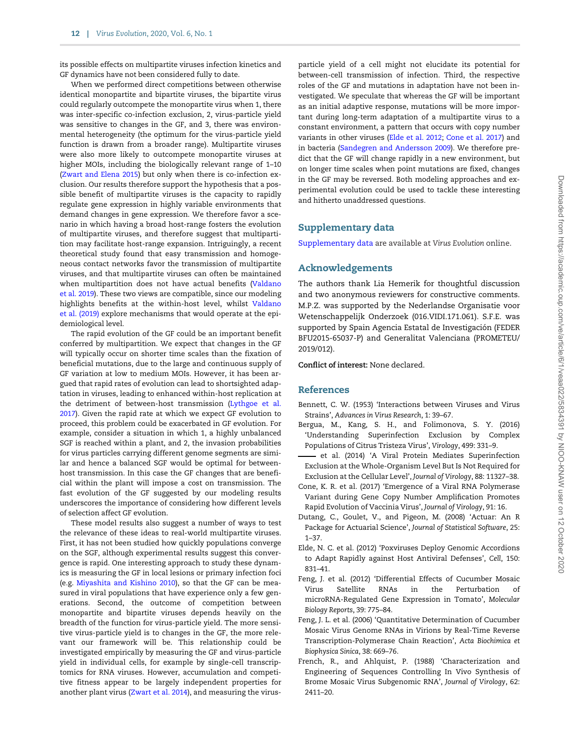its possible effects on multipartite viruses infection kinetics and GF dynamics have not been considered fully to date.

When we performed direct competitions between otherwise identical monopartite and bipartite viruses, the bipartite virus could regularly outcompete the monopartite virus when 1, there was inter-specific co-infection exclusion, 2, virus-particle yield was sensitive to changes in the GF, and 3, there was environmental heterogeneity (the optimum for the virus-particle yield function is drawn from a broader range). Multipartite viruses were also more likely to outcompete monopartite viruses at higher MOIs, including the biologically relevant range of 1–10 (Zwart and Elena 2015) but only when there is co-infection exclusion. Our results therefore support the hypothesis that a possible benefit of multipartite viruses is the capacity to rapidly regulate gene expression in highly variable environments that demand changes in gene expression. We therefore favor a scenario in which having a broad host-range fosters the evolution of multipartite viruses, and therefore suggest that multipartition may facilitate host-range expansion. Intriguingly, a recent theoretical study found that easy transmission and homogeneous contact networks favor the transmission of multipartite viruses, and that multipartite viruses can often be maintained when multipartition does not have actual benefits (Valdano et al. 2019). These two views are compatible, since our modeling highlights benefits at the within-host level, whilst Valdano et al. (2019) explore mechanisms that would operate at the epidemiological level.

The rapid evolution of the GF could be an important benefit conferred by multipartition. We expect that changes in the GF will typically occur on shorter time scales than the fixation of beneficial mutations, due to the large and continuous supply of GF variation at low to medium MOIs. However, it has been argued that rapid rates of evolution can lead to shortsighted adaptation in viruses, leading to enhanced within-host replication at the detriment of between-host transmission (Lythgoe et al. 2017). Given the rapid rate at which we expect GF evolution to proceed, this problem could be exacerbated in GF evolution. For example, consider a situation in which 1, a highly unbalanced SGF is reached within a plant, and 2, the invasion probabilities for virus particles carrying different genome segments are similar and hence a balanced SGF would be optimal for between-host transmission. In this case the GF changes that are beneficial within the plant will impose a cost on transmission. The fast evolution of the GF suggested by our modeling results underscores the importance of considering how different levels of selection affect GF evolution.

These model results also suggest a number of ways to test the relevance of these ideas to real-world multipartite viruses. First, it has not been studied how quickly populations converge on the SGF, although experimental results suggest this convergence is rapid. One interesting approach to study these dynamics is measuring the GF in local lesions or primary infection foci (e.g. Miyashita and Kishino 2010), so that the GF can be measured in viral populations that have experience only a few generations. Second, the outcome of competition between monopartite and bipartite viruses depends heavily on the breadth of the function for virus-particle yield. The more sensitive virus-particle yield is to changes in the GF, the more relevant our framework will be. This relationship could be investigated empirically by measuring the GF and virus-particle yield in individual cells, for example by single-cell transcriptomics for RNA viruses. However, accumulation and competitive fitness appear to be largely independent properties for another plant virus (Zwart et al. 2014), and measuring the virus-particle yield of a cell might not elucidate its potential for between-cell transmission of infection. Third, the respective roles of the GF and mutations in adaptation have not been investigated. We speculate that whereas the GF will be important as an initial adaptive response, mutations will be more important during long-term adaptation of a multipartite virus to a constant environment, a pattern that occurs with copy number variants in other viruses (Elde et al. 2012; Cone et al. 2017) and in bacteria (Sandegren and Andersson 2009). We therefore predict that the GF will change rapidly in a new environment, but on longer time scales when point mutations are fixed, changes in the GF may be reversed. Both modeling approaches and experimental evolution could be used to tackle these interesting and hitherto unaddressed questions.

## Supplementary data

Supplementary data are available at *Virus Evolution* online.

## Acknowledgements

The authors thank Lia Hemerik for thoughtful discussion and two anonymous reviewers for constructive comments. M.P.Z. was supported by the Nederlandse Organisatie voor Wetenschappelijk Onderzoek (016.VIDI.171.061). S.F.E. was supported by Spain Agencia Estatal de Investigación (FEDER BFU2015-65037-P) and Generalitat Valenciana (PROMETEU/2019/012).

**Conflict of interest:** None declared.

## References

Bennett, C. W. (1953) 'Interactions between Viruses and Virus Strains', *Advances in Virus Research*, 1: 39–67.

Bergua, M., Kang, S. H., and Folimonova, S. Y. (2016) 'Understanding Superinfection Exclusion by Complex Populations of Citrus Tristeza Virus', *Virology*, 499: 331–9.

—— et al. (2014) 'A Viral Protein Mediates Superinfection Exclusion at the Whole-Organism Level But Is Not Required for Exclusion at the Cellular Level', *Journal of Virology*, 88: 11327–38.

Cone, K. R. et al. (2017) 'Emergence of a Viral RNA Polymerase Variant during Gene Copy Number Amplification Promotes Rapid Evolution of Vaccinia Virus', *Journal of Virology*, 91: 16.

Dutang, C., Goulet, V., and Pigeon, M. (2008) 'Actuar: An R Package for Actuarial Science', *Journal of Statistical Software*, 25: 1–37.

Elde, N. C. et al. (2012) 'Poxviruses Deploy Genomic Accordions to Adapt Rapidly against Host Antiviral Defenses', *Cell*, 150: 831–41.

Feng, J. et al. (2012) 'Differential Effects of Cucumber Mosaic Virus Satellite RNAs in the Perturbation of microRNA-Regulated Gene Expression in Tomato', *Molecular Biology Reports*, 39: 775–84.

Feng, J. L. et al. (2006) 'Quantitative Determination of Cucumber Mosaic Virus Genome RNAs in Virions by Real-Time Reverse Transcription-Polymerase Chain Reaction', *Acta Biochimica et Biophysica Sinica*, 38: 669–76.

French, R., and Ahlquist, P. (1988) 'Characterization and Engineering of Sequences Controlling In Vivo Synthesis of Brome Mosaic Virus Subgenomic RNA', *Journal of Virology*, 62: 2411–20.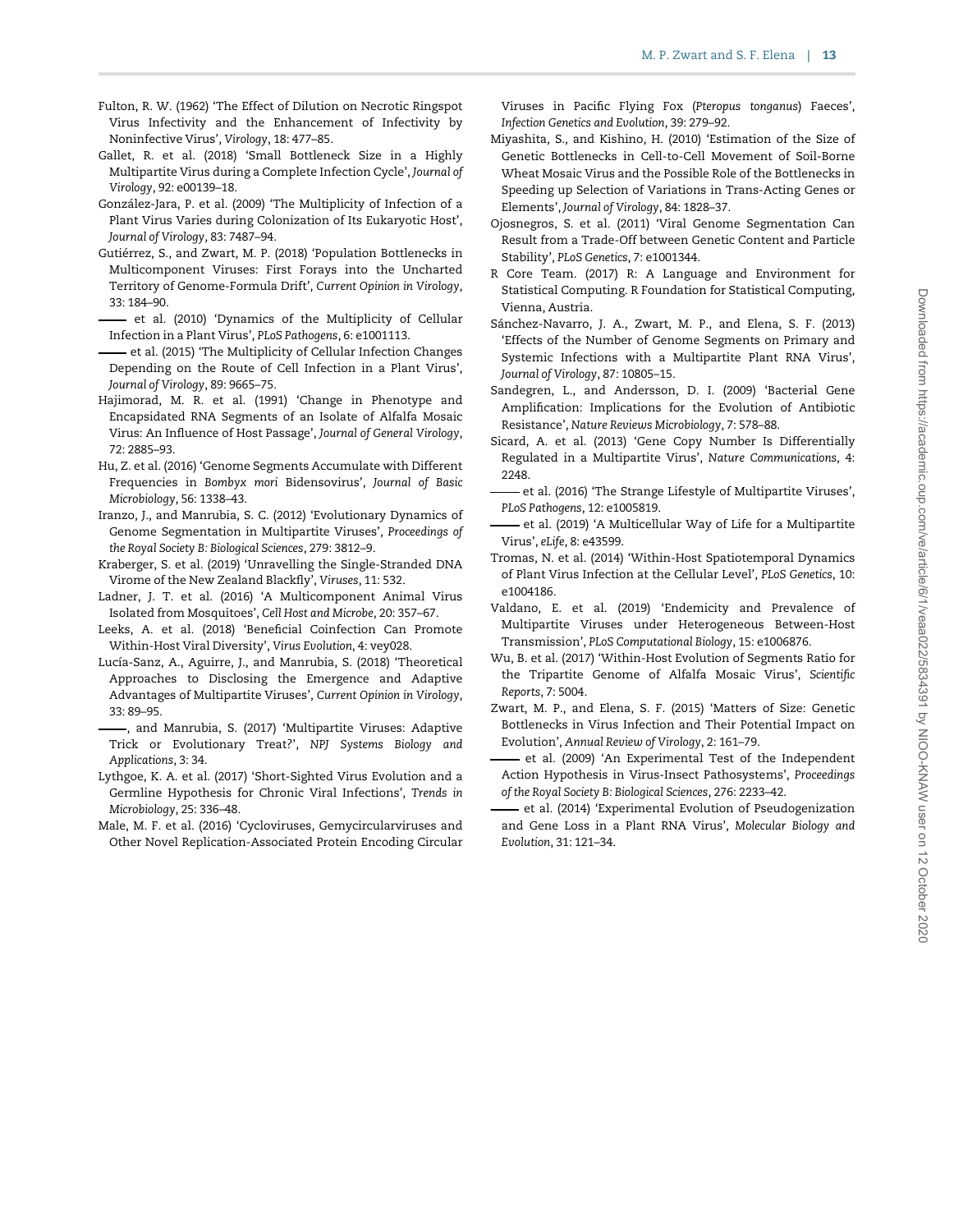Fulton, R. W. (1962) 'The Effect of Dilution on Necrotic Ringspot Virus Infectivity and the Enhancement of Infectivity by Noninfective Virus', *Virology*, 18: 477–85.

Gallet, R. et al. (2018) 'Small Bottleneck Size in a Highly Multipartite Virus during a Complete Infection Cycle', *Journal of Virology*, 92: e00139–18.

González-Jara, P. et al. (2009) 'The Multiplicity of Infection of a Plant Virus Varies during Colonization of Its Eukaryotic Host', *Journal of Virology*, 83: 7487–94.

Gutiérrez, S., and Zwart, M. P. (2018) 'Population Bottlenecks in Multicomponent Viruses: First Forays into the Uncharted Territory of Genome-Formula Drift', *Current Opinion in Virology*, 33: 184–90.

—— et al. (2010) 'Dynamics of the Multiplicity of Cellular Infection in a Plant Virus', *PLoS Pathogens*, 6: e1001113.

—— et al. (2015) 'The Multiplicity of Cellular Infection Changes Depending on the Route of Cell Infection in a Plant Virus', *Journal of Virology*, 89: 9665–75.

Hajimorad, M. R. et al. (1991) 'Change in Phenotype and Encapsidated RNA Segments of an Isolate of Alfalfa Mosaic Virus: An Influence of Host Passage', *Journal of General Virology*, 72: 2885–93.

Hu, Z. et al. (2016) 'Genome Segments Accumulate with Different Frequencies in *Bombyx mori* Bidensovirus', *Journal of Basic Microbiology*, 56: 1338–43.

Iranzo, J., and Manrubia, S. C. (2012) 'Evolutionary Dynamics of Genome Segmentation in Multipartite Viruses', *Proceedings of the Royal Society B: Biological Sciences*, 279: 3812–9.

Kraberger, S. et al. (2019) 'Unravelling the Single-Stranded DNA Virome of the New Zealand Blackfly', *Viruses*, 11: 532.

Ladner, J. T. et al. (2016) 'A Multicomponent Animal Virus Isolated from Mosquitoes', *Cell Host and Microbe*, 20: 357–67.

Leeks, A. et al. (2018) 'Beneficial Coinfection Can Promote Within-Host Viral Diversity', *Virus Evolution*, 4: vey028.

Lucía-Sanz, A., Aguirre, J., and Manrubia, S. (2018) 'Theoretical Approaches to Disclosing the Emergence and Adaptive Advantages of Multipartite Viruses', *Current Opinion in Virology*, 33: 89–95.

——, and Manrubia, S. (2017) 'Multipartite Viruses: Adaptive Trick or Evolutionary Treat?', *NPJ Systems Biology and Applications*, 3: 34.

Lythgoe, K. A. et al. (2017) 'Short-Sighted Virus Evolution and a Germline Hypothesis for Chronic Viral Infections', *Trends in Microbiology*, 25: 336–48.

Male, M. F. et al. (2016) 'Cycloviruses, Gemycircularviruses and Other Novel Replication-Associated Protein Encoding Circular Viruses in Pacific Flying Fox (*Pteropus tonganus*) Faeces', *Infection Genetics and Evolution*, 39: 279–92.

Miyashita, S., and Kishino, H. (2010) 'Estimation of the Size of Genetic Bottlenecks in Cell-to-Cell Movement of Soil-Borne Wheat Mosaic Virus and the Possible Role of the Bottlenecks in Speeding up Selection of Variations in Trans-Acting Genes or Elements', *Journal of Virology*, 84: 1828–37.

Ojosnegros, S. et al. (2011) 'Viral Genome Segmentation Can Result from a Trade-Off between Genetic Content and Particle Stability', *PLoS Genetics*, 7: e1001344.

R Core Team. (2017) R: A Language and Environment for Statistical Computing. R Foundation for Statistical Computing, Vienna, Austria.

Sánchez-Navarro, J. A., Zwart, M. P., and Elena, S. F. (2013) 'Effects of the Number of Genome Segments on Primary and Systemic Infections with a Multipartite Plant RNA Virus', *Journal of Virology*, 87: 10805–15.

Sandegren, L., and Andersson, D. I. (2009) 'Bacterial Gene Amplification: Implications for the Evolution of Antibiotic Resistance', *Nature Reviews Microbiology*, 7: 578–88.

Sicard, A. et al. (2013) 'Gene Copy Number Is Differentially Regulated in a Multipartite Virus', *Nature Communications*, 4: 2248.

—— et al. (2016) 'The Strange Lifestyle of Multipartite Viruses', *PLoS Pathogens*, 12: e1005819.

—— et al. (2019) 'A Multicellular Way of Life for a Multipartite Virus', *eLife*, 8: e43599.

Tromas, N. et al. (2014) 'Within-Host Spatiotemporal Dynamics of Plant Virus Infection at the Cellular Level', *PLoS Genetics*, 10: e1004186.

Valdano, E. et al. (2019) 'Endemicity and Prevalence of Multipartite Viruses under Heterogeneous Between-Host Transmission', *PLoS Computational Biology*, 15: e1006876.

Wu, B. et al. (2017) 'Within-Host Evolution of Segments Ratio for the Tripartite Genome of Alfalfa Mosaic Virus', *Scientific Reports*, 7: 5004.

Zwart, M. P., and Elena, S. F. (2015) 'Matters of Size: Genetic Bottlenecks in Virus Infection and Their Potential Impact on Evolution', *Annual Review of Virology*, 2: 161–79.

—— et al. (2009) 'An Experimental Test of the Independent Action Hypothesis in Virus-Insect Pathosystems', *Proceedings of the Royal Society B: Biological Sciences*, 276: 2233–42.

—— et al. (2014) 'Experimental Evolution of Pseudogenization and Gene Loss in a Plant RNA Virus', *Molecular Biology and Evolution*, 31: 121–34.